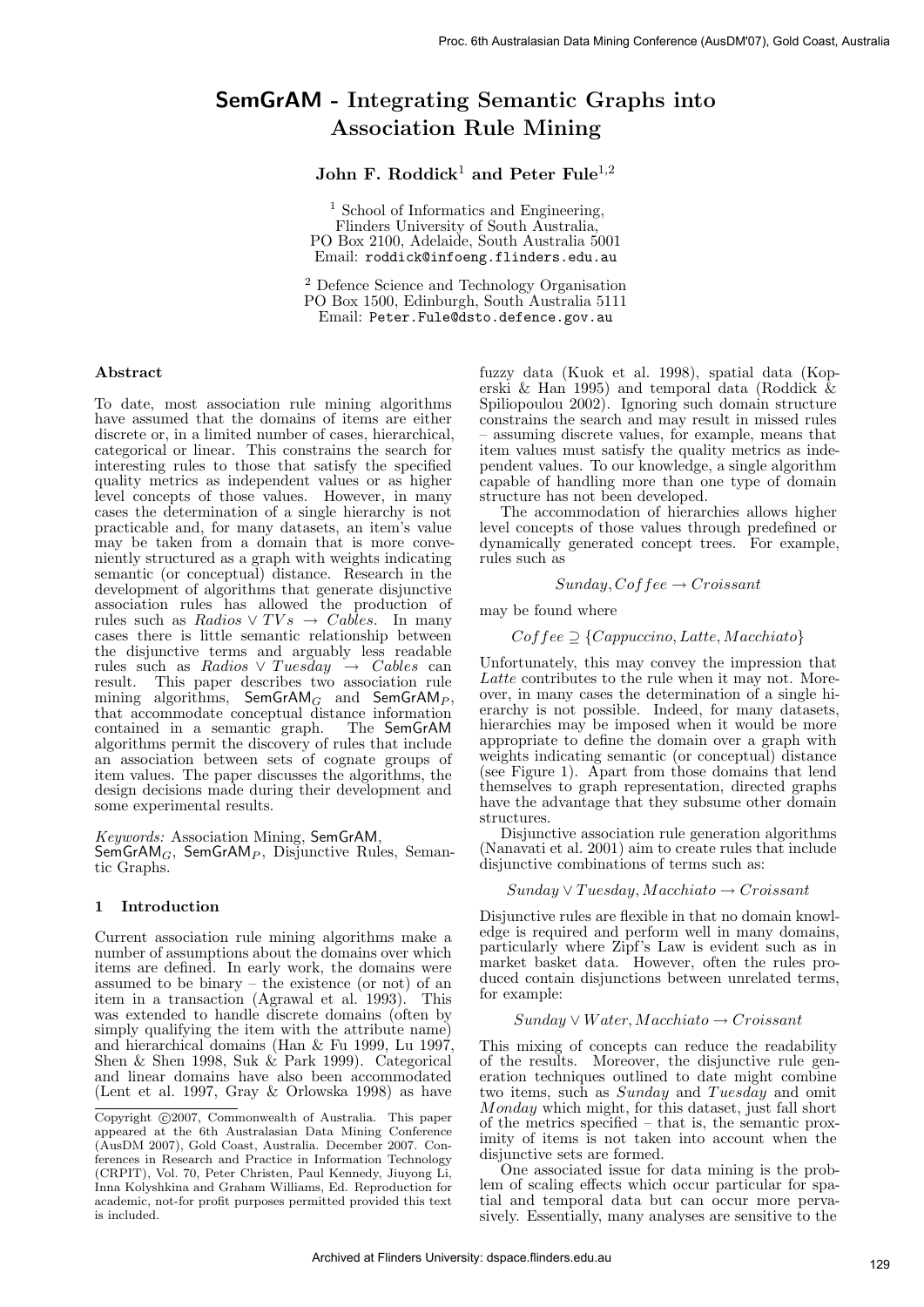# SemGrAM - Integrating Semantic Graphs into Association Rule Mining

**John F. Roddick**[1] **and Peter Fule**[1,2]

[1] School of Informatics and Engineering,
Flinders University of South Australia,
PO Box 2100, Adelaide, South Australia 5001
Email: `roddick@infoeng.flinders.edu.au`

[2] Defence Science and Technology Organisation
PO Box 1500, Edinburgh, South Australia 5111
Email: `Peter.Fule@dsto.defence.gov.au`

## Abstract

To date, most association rule mining algorithms have assumed that the domains of items are either discrete or, in a limited number of cases, hierarchical, categorical or linear. This constrains the search for interesting rules to those that satisfy the specified quality metrics as independent values or as higher level concepts of those values. However, in many cases the determination of a single hierarchy is not practicable and, for many datasets, an item's value may be taken from a domain that is more conveniently structured as a graph with weights indicating semantic (or conceptual) distance. Research in the development of algorithms that generate disjunctive association rules has allowed the production of rules such as $Radios \vee TVs \rightarrow Cables$. In many cases there is little semantic relationship between the disjunctive terms and arguably less readable rules such as $Radios \vee Tuesday \rightarrow Cables$ can result. This paper describes two association rule mining algorithms, SemGrAM$_G$ and SemGrAM$_P$, that accommodate conceptual distance information contained in a semantic graph. The SemGrAM algorithms permit the discovery of rules that include an association between sets of cognate groups of item values. The paper discusses the algorithms, the design decisions made during their development and some experimental results.

*Keywords:* Association Mining, SemGrAM, SemGrAM$_G$, SemGrAM$_P$, Disjunctive Rules, Semantic Graphs.

## 1 Introduction

Current association rule mining algorithms make a number of assumptions about the domains over which items are defined. In early work, the domains were assumed to be binary – the existence (or not) of an item in a transaction (Agrawal et al. 1993). This was extended to handle discrete domains (often by simply qualifying the item with the attribute name) and hierarchical domains (Han & Fu 1999, Lu 1997, Shen & Shen 1998, Suk & Park 1999). Categorical and linear domains have also been accommodated (Lent et al. 1997, Gray & Orlowska 1998) as have fuzzy data (Kuok et al. 1998), spatial data (Koperski & Han 1995) and temporal data (Roddick & Spiliopoulou 2002). Ignoring such domain structure constrains the search and may result in missed rules – assuming discrete values, for example, means that item values must satisfy the quality metrics as independent values. To our knowledge, a single algorithm capable of handling more than one type of domain structure has not been developed.

The accommodation of hierarchies allows higher level concepts of those values through predefined or dynamically generated concept trees. For example, rules such as

$$Sunday, Coffee \rightarrow Croissant$$

may be found where

$$Coffee \supseteq \{Cappuccino, Latte, Macchiato\}$$

Unfortunately, this may convey the impression that *Latte* contributes to the rule when it may not. Moreover, in many cases the determination of a single hierarchy is not possible. Indeed, for many datasets, hierarchies may be imposed when it would be more appropriate to define the domain over a graph with weights indicating semantic (or conceptual) distance (see Figure 1). Apart from those domains that lend themselves to graph representation, directed graphs have the advantage that they subsume other domain structures.

Disjunctive association rule generation algorithms (Nanavati et al. 2001) aim to create rules that include disjunctive combinations of terms such as:

$$Sunday \vee Tuesday, Macchiato \rightarrow Croissant$$

Disjunctive rules are flexible in that no domain knowledge is required and perform well in many domains, particularly where Zipf's Law is evident such as in market basket data. However, often the rules produced contain disjunctions between unrelated terms, for example:

$$Sunday \vee Water, Macchiato \rightarrow Croissant$$

This mixing of concepts can reduce the readability of the results. Moreover, the disjunctive rule generation techniques outlined to date might combine two items, such as *Sunday* and *Tuesday* and omit *Monday* which might, for this dataset, just fall short of the metrics specified – that is, the semantic proximity of items is not taken into account when the disjunctive sets are formed.

One associated issue for data mining is the problem of scaling effects which occur particular for spatial and temporal data but can occur more pervasively. Essentially, many analyses are sensitive to the

Copyright ©2007, Commonwealth of Australia. This paper appeared at the 6th Australasian Data Mining Conference (AusDM 2007), Gold Coast, Australia. December 2007. Conferences in Research and Practice in Information Technology (CRPIT), Vol. 70, Peter Christen, Paul Kennedy, Jiuyong Li, Inna Kolyshkina and Graham Williams, Ed. Reproduction for academic, not-for profit purposes permitted provided this text is included.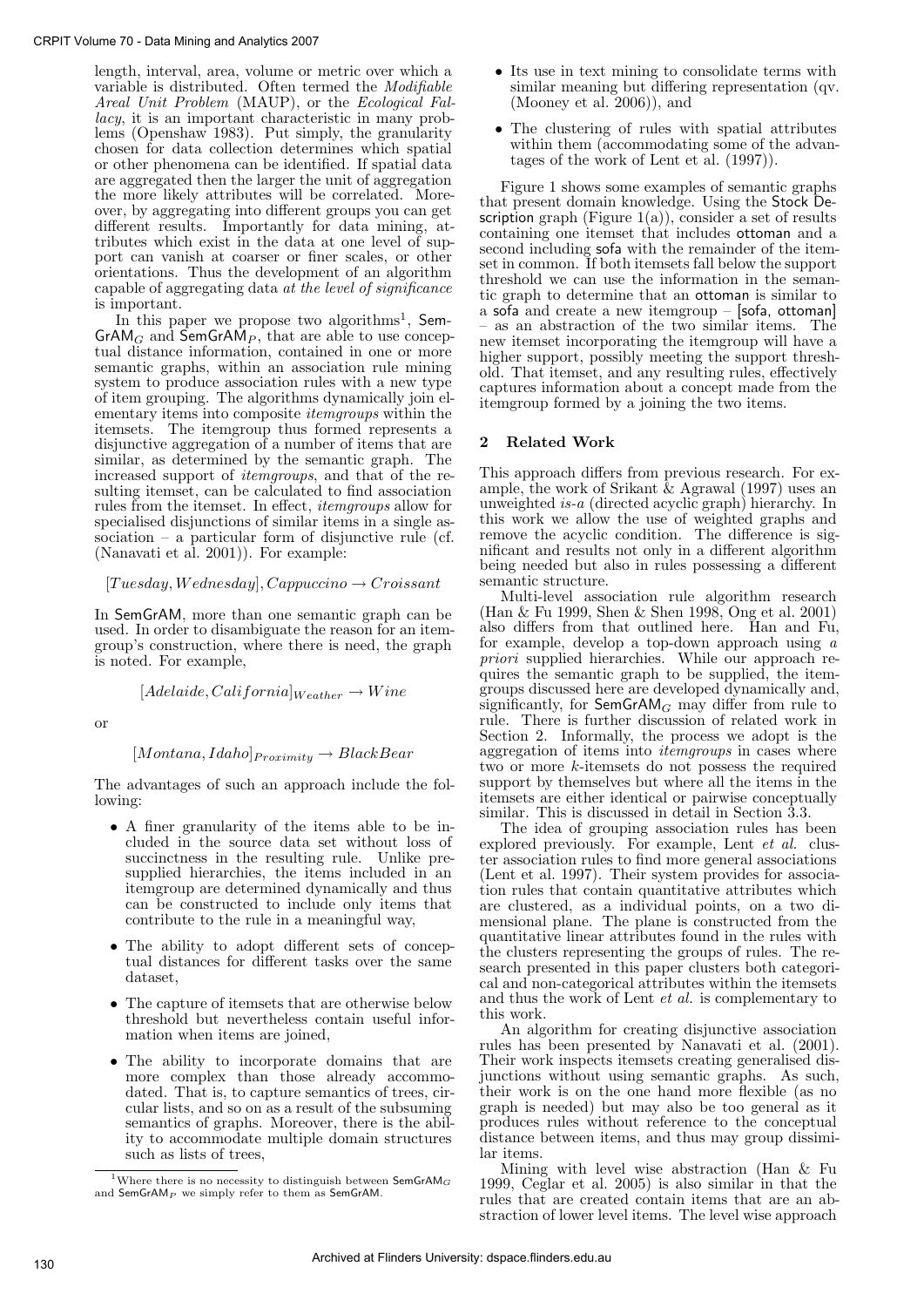length, interval, area, volume or metric over which a variable is distributed. Often termed the *Modifiable Areal Unit Problem* (MAUP), or the *Ecological Fallacy*, it is an important characteristic in many problems (Openshaw 1983). Put simply, the granularity chosen for data collection determines which spatial or other phenomena can be identified. If spatial data are aggregated then the larger the unit of aggregation the more likely attributes will be correlated. Moreover, by aggregating into different groups you can get different results. Importantly for data mining, attributes which exist in the data at one level of support can vanish at coarser or finer scales, or other orientations. Thus the development of an algorithm capable of aggregating data *at the level of significance* is important.

In this paper we propose two algorithms[1], $\mathsf{SemGrAM}_G$ and $\mathsf{SemGrAM}_P$, that are able to use conceptual distance information, contained in one or more semantic graphs, within an association rule mining system to produce association rules with a new type of item grouping. The algorithms dynamically join elementary items into composite *itemgroups* within the itemsets. The itemgroup thus formed represents a disjunctive aggregation of a number of items that are similar, as determined by the semantic graph. The increased support of *itemgroups*, and that of the resulting itemset, can be calculated to find association rules from the itemset. In effect, *itemgroups* allow for specialised disjunctions of similar items in a single association – a particular form of disjunctive rule (cf. (Nanavati et al. 2001)). For example:

$$[Tuesday, Wednesday], Cappuccino \rightarrow Croissant$$

In SemGrAM, more than one semantic graph can be used. In order to disambiguate the reason for an itemgroup's construction, where there is need, the graph is noted. For example,

$$[Adelaide, California]_{Weather} \rightarrow Wine$$

or

$$[Montana, Idaho]_{Proximity} \rightarrow BlackBear$$

The advantages of such an approach include the following:

- A finer granularity of the items able to be included in the source data set without loss of succinctness in the resulting rule. Unlike presupplied hierarchies, the items included in an itemgroup are determined dynamically and thus can be constructed to include only items that contribute to the rule in a meaningful way,
- The ability to adopt different sets of conceptual distances for different tasks over the same dataset,
- The capture of itemsets that are otherwise below threshold but nevertheless contain useful information when items are joined,
- The ability to incorporate domains that are more complex than those already accommodated. That is, to capture semantics of trees, circular lists, and so on as a result of the subsuming semantics of graphs. Moreover, there is the ability to accommodate multiple domain structures such as lists of trees,
- Its use in text mining to consolidate terms with similar meaning but differing representation (qv. (Mooney et al. 2006)), and
- The clustering of rules with spatial attributes within them (accommodating some of the advantages of the work of Lent et al. (1997)).

[1] Where there is no necessity to distinguish between $\mathsf{SemGrAM}_G$ and $\mathsf{SemGrAM}_P$ we simply refer to them as SemGrAM.

Figure 1 shows some examples of semantic graphs that present domain knowledge. Using the Stock Description graph (Figure 1(a)), consider a set of results containing one itemset that includes ottoman and a second including sofa with the remainder of the itemset in common. If both itemsets fall below the support threshold we can use the information in the semantic graph to determine that an ottoman is similar to a sofa and create a new itemgroup – [sofa, ottoman] – as an abstraction of the two similar items. The new itemset incorporating the itemgroup will have a higher support, possibly meeting the support threshold. That itemset, and any resulting rules, effectively captures information about a concept made from the itemgroup formed by a joining the two items.

## 2 Related Work

This approach differs from previous research. For example, the work of Srikant & Agrawal (1997) uses an unweighted *is-a* (directed acyclic graph) hierarchy. In this work we allow the use of weighted graphs and remove the acyclic condition. The difference is significant and results not only in a different algorithm being needed but also in rules possessing a different semantic structure.

Multi-level association rule algorithm research (Han & Fu 1999, Shen & Shen 1998, Ong et al. 2001) also differs from that outlined here. Han and Fu, for example, develop a top-down approach using *a priori* supplied hierarchies. While our approach requires the semantic graph to be supplied, the itemgroups discussed here are developed dynamically and, significantly, for $\mathsf{SemGrAM}_G$ may differ from rule to rule. There is further discussion of related work in Section 2. Informally, the process we adopt is the aggregation of items into *itemgroups* in cases where two or more $k$-itemsets do not possess the required support by themselves but where all the items in the itemsets are either identical or pairwise conceptually similar. This is discussed in detail in Section 3.3.

The idea of grouping association rules has been explored previously. For example, Lent *et al.* cluster association rules to find more general associations (Lent et al. 1997). Their system provides for association rules that contain quantitative attributes which are clustered, as a individual points, on a two dimensional plane. The plane is constructed from the quantitative linear attributes found in the rules with the clusters representing the groups of rules. The research presented in this paper clusters both categorical and non-categorical attributes within the itemsets and thus the work of Lent *et al.* is complementary to this work.

An algorithm for creating disjunctive association rules has been presented by Nanavati et al. (2001). Their work inspects itemsets creating generalised disjunctions without using semantic graphs. As such, their work is on the one hand more flexible (as no graph is needed) but may also be too general as it produces rules without reference to the conceptual distance between items, and thus may group dissimilar items.

Mining with level wise abstraction (Han & Fu 1999, Ceglar et al. 2005) is also similar in that the rules that are created contain items that are an abstraction of lower level items. The level wise approach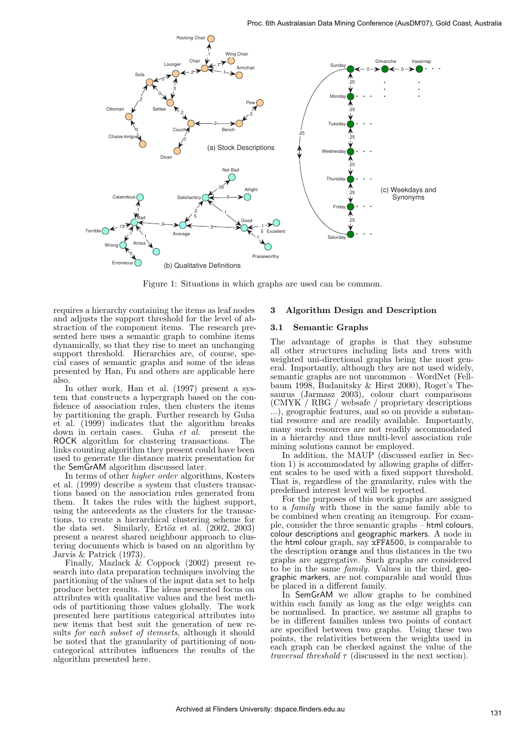Figure 1: Situations in which graphs are used can be common.

requires a hierarchy containing the items as leaf nodes and adjusts the support threshold for the level of abstraction of the component items. The research presented here uses a semantic graph to combine items dynamically, so that they rise to meet an unchanging support threshold. Hierarchies are, of course, special cases of semantic graphs and some of the ideas presented by Han, Fu and others are applicable here also.

In other work, Han et al. (1997) present a system that constructs a hypergraph based on the confidence of association rules, then clusters the items by partitioning the graph. Further research by Guha et al. (1999) indicates that the algorithm breaks down in certain cases. Guha *et al.* present the ROCK algorithm for clustering transactions. The links counting algorithm they present could have been used to generate the distance matrix presentation for the SemGrAM algorithm discussed later.

In terms of other *higher order* algorithms, Kosters et al. (1999) describe a system that clusters transactions based on the association rules generated from them. It takes the rules with the highest support, using the antecedents as the clusters for the transactions, to create a hierarchical clustering scheme for the data set. Similarly, Ertöz et al. (2002, 2003) present a nearest shared neighbour approach to clustering documents which is based on an algorithm by Jarvis & Patrick (1973).

Finally, Mazlack & Coppock (2002) present research into data preparation techniques involving the partitioning of the values of the input data set to help produce better results. The ideas presented focus on attributes with qualitative values and the best methods of partitioning those values globally. The work presented here partitions categorical attributes into new items that best suit the generation of new results *for each subset of itemsets*, although it should be noted that the granularity of partitioning of non-categorical attributes influences the results of the algorithm presented here.

## 3 Algorithm Design and Description

### 3.1 Semantic Graphs

The advantage of graphs is that they subsume all other structures including lists and trees with weighted uni-directional graphs being the most general. Importantly, although they are not used widely, semantic graphs are not uncommon – WordNet (Fellbaum 1998, Budanitsky & Hirst 2000), Roget's Thesaurus (Jarmasz 2003), colour chart comparisons (CMYK / RBG / websafe / proprietary descriptions ...), geographic features, and so on provide a substantial resource and are readily available. Importantly, many such resources are not readily accommodated in a hierarchy and thus multi-level association rule mining solutions cannot be employed.

In addition, the MAUP (discussed earlier in Section 1) is accommodated by allowing graphs of different scales to be used with a fixed support threshold. That is, regardless of the granularity, rules with the predefined interest level will be reported.

For the purposes of this work graphs are assigned to a *family* with those in the same family able to be combined when creating an itemgroup. For example, consider the three semantic graphs – html colours, colour descriptions and geographic markers. A node in the html colour graph, say `xFFA500`, is comparable to the description `orange` and thus distances in the two graphs are aggregative. Such graphs are considered to be in the same *family*. Values in the third, geographic markers, are not comparable and would thus be placed in a different family.

In SemGrAM we allow graphs to be combined within each family as long as the edge weights can be normalised. In practice, we assume all graphs to be in different families unless two points of contact are specified between two graphs. Using these two points, the relativities between the weights used in each graph can be checked against the value of the *traversal threshold* $\tau$ (discussed in the next section).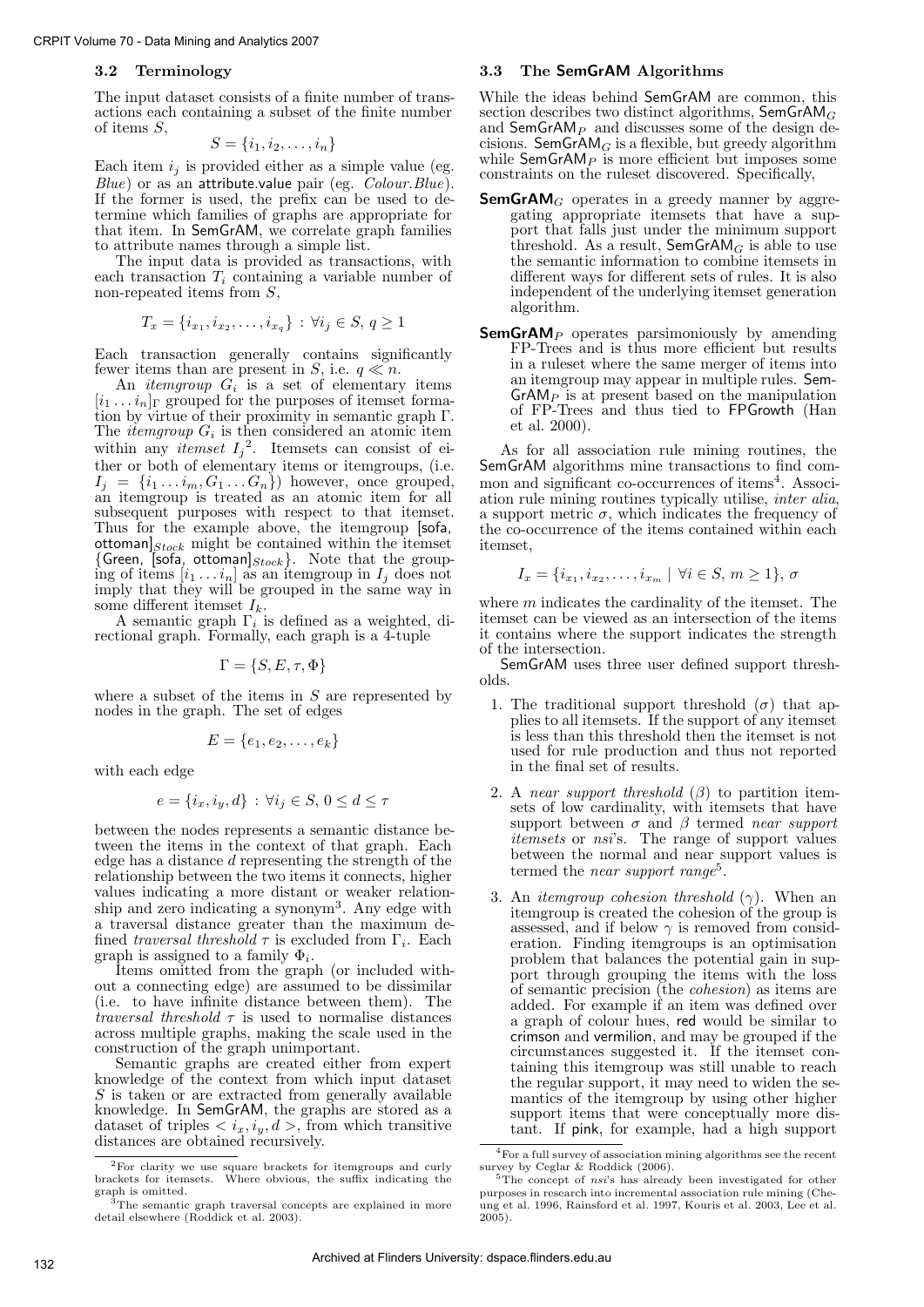### 3.2 Terminology

The input dataset consists of a finite number of transactions each containing a subset of the finite number of items $S$,

$$S = \{i_1, i_2, \ldots, i_n\}$$

Each item $i_j$ is provided either as a simple value (eg. *Blue*) or as an attribute.value pair (eg. *Colour.Blue*). If the former is used, the prefix can be used to determine which families of graphs are appropriate for that item. In SemGrAM, we correlate graph families to attribute names through a simple list.

The input data is provided as transactions, with each transaction $T_i$ containing a variable number of non-repeated items from $S$,

$$T_x = \{i_{x_1}, i_{x_2}, \ldots, i_{x_q}\} : \forall i_j \in S,\, q \geq 1$$

Each transaction generally contains significantly fewer items than are present in $S$, i.e. $q \ll n$.

An *itemgroup* $G_i$ is a set of elementary items $[i_1 \ldots i_n]_\Gamma$ grouped for the purposes of itemset formation by virtue of their proximity in semantic graph $\Gamma$. The *itemgroup* $G_i$ is then considered an atomic item within any *itemset* $I_j$[2]. Itemsets can consist of either or both of elementary items or itemgroups, (i.e. $I_j = \{i_1 \ldots i_m, G_1 \ldots G_n\}$) however, once grouped, an itemgroup is treated as an atomic item for all subsequent purposes with respect to that itemset. Thus for the example above, the itemgroup [sofa, ottoman]$_{Stock}$ might be contained within the itemset {Green, [sofa, ottoman]$_{Stock}$}. Note that the grouping of items $[i_1 \ldots i_n]$ as an itemgroup in $I_j$ does not imply that they will be grouped in the same way in some different itemset $I_k$.

A semantic graph $\Gamma_i$ is defined as a weighted, directional graph. Formally, each graph is a 4-tuple

$$\Gamma = \{S, E, \tau, \Phi\}$$

where a subset of the items in $S$ are represented by nodes in the graph. The set of edges

$$E = \{e_1, e_2, \ldots, e_k\}$$

with each edge

$$e = \{i_x, i_y, d\} : \forall i_j \in S,\, 0 \leq d \leq \tau$$

between the nodes represents a semantic distance between the items in the context of that graph. Each edge has a distance $d$ representing the strength of the relationship between the two items it connects, higher values indicating a more distant or weaker relationship and zero indicating a synonym[3]. Any edge with a traversal distance greater than the maximum defined *traversal threshold* $\tau$ is excluded from $\Gamma_i$. Each graph is assigned to a family $\Phi_i$.

Items omitted from the graph (or included without a connecting edge) are assumed to be dissimilar (i.e. to have infinite distance between them). The *traversal threshold* $\tau$ is used to normalise distances across multiple graphs, making the scale used in the construction of the graph unimportant.

Semantic graphs are created either from expert knowledge of the context from which input dataset $S$ is taken or are extracted from generally available knowledge. In SemGrAM, the graphs are stored as a dataset of triples $< i_x, i_y, d >$, from which transitive distances are obtained recursively.

[2] For clarity we use square brackets for itemgroups and curly brackets for itemsets. Where obvious, the suffix indicating the graph is omitted.

[3] The semantic graph traversal concepts are explained in more detail elsewhere (Roddick et al. 2003).

### 3.3 The SemGrAM Algorithms

While the ideas behind SemGrAM are common, this section describes two distinct algorithms, SemGrAM$_G$ and SemGrAM$_P$ and discusses some of the design decisions. SemGrAM$_G$ is a flexible, but greedy algorithm while SemGrAM$_P$ is more efficient but imposes some constraints on the ruleset discovered. Specifically,

**SemGrAM$_G$** operates in a greedy manner by aggregating appropriate itemsets that have a support that falls just under the minimum support threshold. As a result, SemGrAM$_G$ is able to use the semantic information to combine itemsets in different ways for different sets of rules. It is also independent of the underlying itemset generation algorithm.

**SemGrAM$_P$** operates parsimoniously by amending FP-Trees and is thus more efficient but results in a ruleset where the same merger of items into an itemgroup may appear in multiple rules. SemGrAM$_P$ is at present based on the manipulation of FP-Trees and thus tied to FPGrowth (Han et al. 2000).

As for all association rule mining routines, the SemGrAM algorithms mine transactions to find common and significant co-occurrences of items[4]. Association rule mining routines typically utilise, *inter alia*, a support metric $\sigma$, which indicates the frequency of the co-occurrence of the items contained within each itemset,

$$I_x = \{i_{x_1}, i_{x_2}, \ldots, i_{x_m} \mid \forall i \in S,\, m \geq 1\},\, \sigma$$

where $m$ indicates the cardinality of the itemset. The itemset can be viewed as an intersection of the items it contains where the support indicates the strength of the intersection.

SemGrAM uses three user defined support thresholds.

1. The traditional support threshold ($\sigma$) that applies to all itemsets. If the support of any itemset is less than this threshold then the itemset is not used for rule production and thus not reported in the final set of results.

2. A *near support threshold* ($\beta$) to partition itemsets of low cardinality, with itemsets that have support between $\sigma$ and $\beta$ termed *near support itemsets* or *nsi*'s. The range of support values between the normal and near support values is termed the *near support range*[5].

3. An *itemgroup cohesion threshold* ($\gamma$). When an itemgroup is created the cohesion of the group is assessed, and if below $\gamma$ is removed from consideration. Finding itemgroups is an optimisation problem that balances the potential gain in support through grouping the items with the loss of semantic precision (the *cohesion*) as items are added. For example if an item was defined over a graph of colour hues, red would be similar to crimson and vermilion, and may be grouped if the circumstances suggested it. If the itemset containing this itemgroup was still unable to reach the regular support, it may need to widen the semantics of the itemgroup by using other higher support items that were conceptually more distant. If pink, for example, had a high support

[4] For a full survey of association mining algorithms see the recent survey by Ceglar & Roddick (2006).

[5] The concept of *nsi*'s has already been investigated for other purposes in research into incremental association rule mining (Cheung et al. 1996, Rainsford et al. 1997, Kouris et al. 2003, Lee et al. 2005).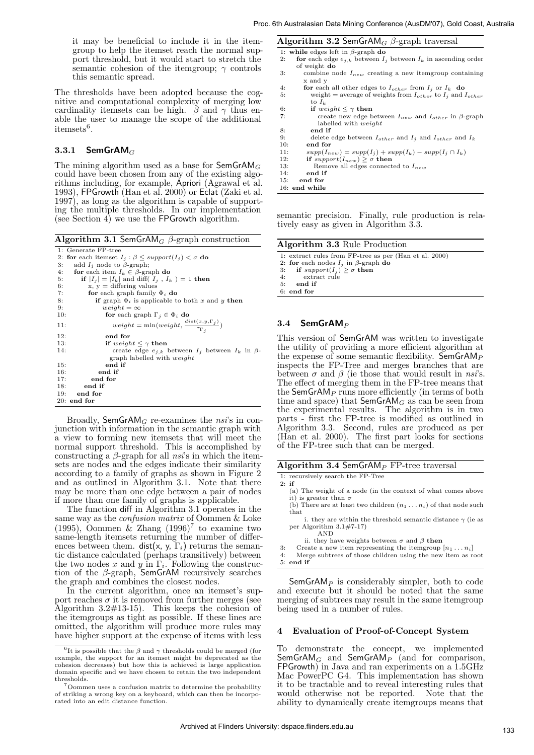it may be beneficial to include it in the itemgroup to help the itemset reach the normal support threshold, but it would start to stretch the semantic cohesion of the itemgroup; $\gamma$ controls this semantic spread.

The thresholds have been adopted because the cognitive and computational complexity of merging low cardinality itemsets can be high. $\beta$ and $\gamma$ thus enable the user to manage the scope of the additional itemsets[6].

### 3.3.1 SemGrAM$_G$

The mining algorithm used as a base for SemGrAM$_G$ could have been chosen from any of the existing algorithms including, for example, Apriori (Agrawal et al. 1993), FPGrowth (Han et al. 2000) or Eclat (Zaki et al. 1997), as long as the algorithm is capable of supporting the multiple thresholds. In our implementation (see Section 4) we use the FPGrowth algorithm.

**Algorithm 3.1** SemGrAM$_G$ $\beta$-graph construction

```
1: Generate FP-tree
2: for each itemset I_j : β ≤ support(I_j) < σ do
3:   add I_j node to β-graph;
4:   for each item I_k ∈ β-graph do
5:     if |I_j| = |I_k| and diff( I_j , I_k ) = 1 then
6:       x, y = differing values
7:       for each graph family Φ_i do
8:         if graph Φ_i is applicable to both x and y then
9:           weight = ∞
10:          for each graph Γ_j ∈ Φ_i do
11:            weight = min(weight, dist(x,y,Γ_j) / τ_Γj)
12:          end for
13:          if weight ≤ γ then
14:            create edge e_{j,k} between I_j between I_k in β-graph labelled with weight
15:          end if
16:        end if
17:      end for
18:    end if
19:  end for
20: end for
```

Broadly, SemGrAM$_G$ re-examines the *nsi*'s in conjunction with information in the semantic graph with a view to forming new itemsets that will meet the normal support threshold. This is accomplished by constructing a $\beta$-graph for all *nsi*'s in which the itemsets are nodes and the edges indicate their similarity according to a family of graphs as shown in Figure 2 and as outlined in Algorithm 3.1. Note that there may be more than one edge between a pair of nodes if more than one family of graphs is applicable.

The function diff in Algorithm 3.1 operates in the same way as the *confusion matrix* of Oommen & Loke (1995), Oommen & Zhang (1996)[7] to examine two same-length itemsets returning the number of differences between them. dist(x, y, $\Gamma_i$) returns the semantic distance calculated (perhaps transitively) between the two nodes $x$ and $y$ in $\Gamma_i$. Following the construction of the $\beta$-graph, SemGrAM recursively searches the graph and combines the closest nodes.

In the current algorithm, once an itemset's support reaches $\sigma$ it is removed from further merges (see Algorithm 3.2#13-15). This keeps the cohesion of the itemgroups as tight as possible. If these lines are omitted, the algorithm will produce more rules may have higher support at the expense of items with less semantic precision. Finally, rule production is relatively easy as given in Algorithm 3.3.

**Algorithm 3.2** SemGrAM$_G$ $\beta$-graph traversal

```
1: while edges left in β-graph do
2:   for each edge e_{j,k} between I_j between I_k in ascending order of weight do
3:     combine node I_new creating a new itemgroup containing x and y
4:     for each all other edges to I_other from I_j or I_k do
5:       weight = average of weights from I_other to I_j and I_other to I_k
6:       if weight ≤ γ then
7:         create new edge between I_new and I_other in β-graph labelled with weight
8:       end if
9:       delete edge between I_other and I_j and I_other and I_k
10:    end for
11:    supp(I_new) = supp(I_j) + supp(I_k) − supp(I_j ∩ I_k)
12:    if support(I_new) ≥ σ then
13:      Remove all edges connected to I_new
14:    end if
15:  end for
16: end while
```

**Algorithm 3.3** Rule Production

```
1: extract rules from FP-tree as per (Han et al. 2000)
2: for each nodes I_j in β-graph do
3:   if support(I_j) ≥ σ then
4:     extract rule
5:   end if
6: end for
```

## 3.4 SemGrAM$_P$

This version of SemGrAM was written to investigate the utility of providing a more efficient algorithm at the expense of some semantic flexibility. SemGrAM$_P$ inspects the FP-Tree and merges branches that are between $\sigma$ and $\beta$ (ie those that would result in *nsi*'s. The effect of merging them in the FP-tree means that the SemGrAM$_P$ runs more efficiently (in terms of both time and space) that SemGrAM$_G$ as can be seen from the experimental results. The algorithm is in two parts - first the FP-tree is modified as outlined in Algorithm 3.3. Second, rules are produced as per (Han et al. 2000). The first part looks for sections of the FP-tree such that can be merged.

**Algorithm 3.4** SemGrAM$_P$ FP-tree traversal

```
1: recursively search the FP-Tree
2: if
   (a) The weight of a node (in the context of what comes above it) is greater than σ
   (b) There are at least two children (n_1 ... n_i) of that node such that
       i. they are within the threshold semantic distance γ (ie as per Algorithm 3.1#7-17)
          AND
       ii. they have weights between σ and β then
3:   Create a new item representing the itemgroup [n_1 ... n_i]
4:   Merge subtrees of those children using the new item as root
5: end if
```

SemGrAM$_P$ is considerably simpler, both to code and execute but it should be noted that the same merging of subtrees may result in the same itemgroup being used in a number of rules.

## 4 Evaluation of Proof-of-Concept System

To demonstrate the concept, we implemented SemGrAM$_G$ and SemGrAM$_P$ (and for comparison, FPGrowth) in Java and ran experiments on a 1.5GHz Mac PowerPC G4. This implementation has shown it to be tractable and to reveal interesting rules that would otherwise not be reported. Note that the ability to dynamically create itemgroups means that

---

[6] It is possible that the $\beta$ and $\gamma$ thresholds could be merged (for example, the support for an itemset might be deprecated as the cohesion decreases) but how this is achieved is large application domain specific and we have chosen to retain the two independent thresholds.

[7] Oommen uses a confusion matrix to determine the probability of striking a wrong key on a keyboard, which can then be incorporated into an edit distance function.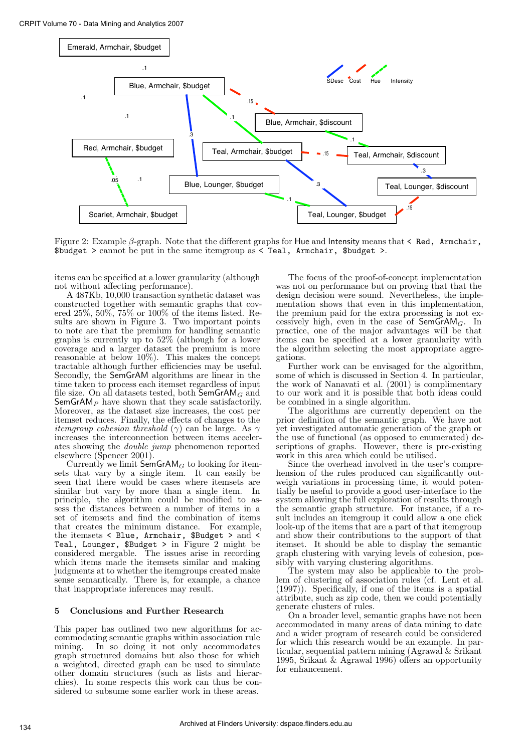Figure 2: Example $\beta$-graph. Note that the different graphs for Hue and Intensity means that `< Red, Armchair, $budget >` cannot be put in the same itemgroup as `< Teal, Armchair, $budget >`.

items can be specified at a lower granularity (although not without affecting performance).

A 487Kb, 10,000 transaction synthetic dataset was constructed together with semantic graphs that covered 25%, 50%, 75% or 100% of the items listed. Results are shown in Figure 3. Two important points to note are that the premium for handling semantic graphs is currently up to 52% (although for a lower coverage and a larger dataset the premium is more reasonable at below 10%). This makes the concept tractable although further efficiencies may be useful. Secondly, the SemGrAM algorithms are linear in the time taken to process each itemset regardless of input file size. On all datasets tested, both $\text{SemGrAM}_G$ and $\text{SemGrAM}_P$ have shown that they scale satisfactorily. Moreover, as the dataset size increases, the cost per itemset reduces. Finally, the effects of changes to the *itemgroup cohesion threshold* ($\gamma$) can be large. As $\gamma$ increases the interconnection between items accelerates showing the *double jump* phenomenon reported elsewhere (Spencer 2001).

Currently we limit $\text{SemGrAM}_G$ to looking for itemsets that vary by a single item. It can easily be seen that there would be cases where itemsets are similar but vary by more than a single item. In principle, the algorithm could be modified to assess the distances between a number of items in a set of itemsets and find the combination of items that creates the minimum distance. For example, the itemsets `< Blue, Armchair, $Budget >` and `< Teal, Lounger, $Budget >` in Figure 2 might be considered mergable. The issues arise in recording which items made the itemsets similar and making judgments at to whether the itemgroups created make sense semantically. There is, for example, a chance that inappropriate inferences may result.

## 5 Conclusions and Further Research

This paper has outlined two new algorithms for accommodating semantic graphs within association rule mining. In so doing it not only accommodates graph structured domains but also those for which a weighted, directed graph can be used to simulate other domain structures (such as lists and hierarchies). In some respects this work can thus be considered to subsume some earlier work in these areas.

The focus of the proof-of-concept implementation was not on performance but on proving that that the design decision were sound. Nevertheless, the implementation shows that even in this implementation, the premium paid for the extra processing is not excessively high, even in the case of $\text{SemGrAM}_G$. In practice, one of the major advantages will be that items can be specified at a lower granularity with the algorithm selecting the most appropriate aggregations.

Further work can be envisaged for the algorithm, some of which is discussed in Section 4. In particular, the work of Nanavati et al. (2001) is complimentary to our work and it is possible that both ideas could be combined in a single algorithm.

The algorithms are currently dependent on the prior definition of the semantic graph. We have not yet investigated automatic generation of the graph or the use of functional (as opposed to enumerated) descriptions of graphs. However, there is pre-existing work in this area which could be utilised.

Since the overhead involved in the user's comprehension of the rules produced can significantly outweigh variations in processing time, it would potentially be useful to provide a good user-interface to the system allowing the full exploration of results through the semantic graph structure. For instance, if a result includes an itemgroup it could allow a one click look-up of the items that are a part of that itemgroup and show their contributions to the support of that itemset. It should be able to display the semantic graph clustering with varying levels of cohesion, possibly with varying clustering algorithms.

The system may also be applicable to the problem of clustering of association rules (cf. Lent et al. (1997)). Specifically, if one of the items is a spatial attribute, such as zip code, then we could potentially generate clusters of rules.

On a broader level, semantic graphs have not been accommodated in many areas of data mining to date and a wider program of research could be considered for which this research would be an example. In particular, sequential pattern mining (Agrawal & Srikant 1995, Srikant & Agrawal 1996) offers an opportunity for enhancement.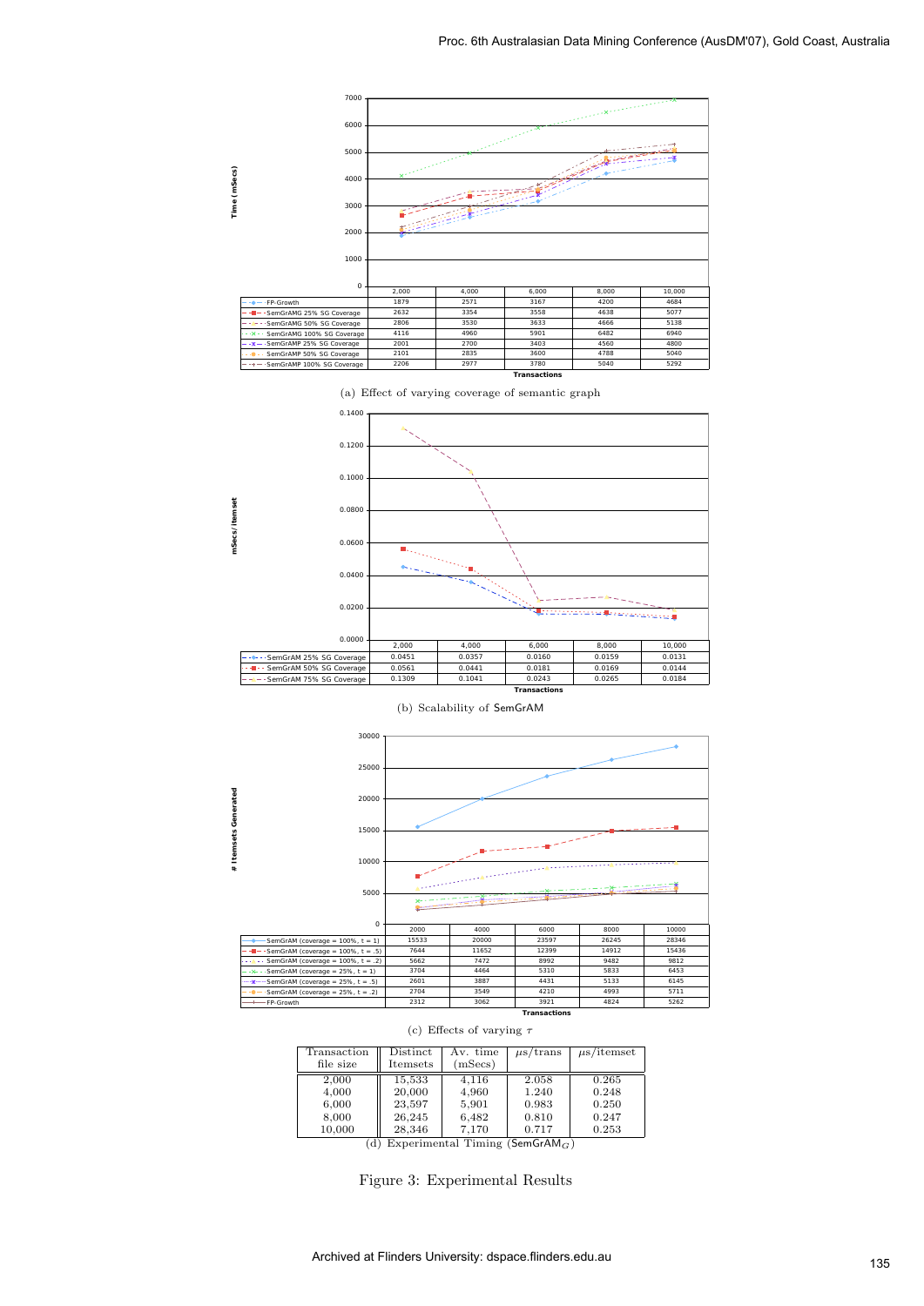| | 2,000 | 4,000 | 6,000 | 8,000 | 10,000 |
|---|---|---|---|---|---|
| FP-Growth | 1879 | 2571 | 3167 | 4200 | 4684 |
| SemGrAMG 25% SG Coverage | 2632 | 3354 | 3558 | 4638 | 5077 |
| SemGrAMG 50% SG Coverage | 2806 | 3530 | 3633 | 4666 | 5138 |
| SemGrAMG 100% SG Coverage | 4116 | 4960 | 5901 | 6482 | 6940 |
| SemGrAMP 25% SG Coverage | 2001 | 2700 | 3403 | 4560 | 4800 |
| SemGrAMP 50% SG Coverage | 2101 | 2835 | 3600 | 4788 | 5040 |
| SemGrAMP 100% SG Coverage | 2206 | 2977 | 3780 | 5040 | 5292 |

Time (mSecs) vs. Transactions

(a) Effect of varying coverage of semantic graph

| | 2,000 | 4,000 | 6,000 | 8,000 | 10,000 |
|---|---|---|---|---|---|
| SemGrAM 25% SG Coverage | 0.0451 | 0.0357 | 0.0160 | 0.0159 | 0.0131 |
| SemGrAM 50% SG Coverage | 0.0561 | 0.0441 | 0.0181 | 0.0169 | 0.0144 |
| SemGrAM 75% SG Coverage | 0.1309 | 0.1041 | 0.0243 | 0.0265 | 0.0184 |

mSecs/Itemset vs. Transactions

(b) Scalability of SemGrAM

| | 2000 | 4000 | 6000 | 8000 | 10000 |
|---|---|---|---|---|---|
| SemGrAM (coverage = 100%, t = 1) | 15533 | 20000 | 23597 | 26245 | 28346 |
| SemGrAM (coverage = 100%, t = .5) | 7644 | 11652 | 12399 | 14912 | 15436 |
| SemGrAM (coverage = 100%, t = .2) | 5662 | 7472 | 8992 | 9482 | 9812 |
| SemGrAM (coverage = 25%, t = 1) | 3704 | 4464 | 5310 | 5833 | 6453 |
| SemGrAM (coverage = 25%, t = .5) | 2601 | 3887 | 4431 | 5133 | 6145 |
| SemGrAM (coverage = 25%, t = .2) | 2704 | 3549 | 4210 | 4993 | 5711 |
| FP-Growth | 2312 | 3062 | 3921 | 4824 | 5262 |

# Itemsets Generated vs. Transactions

(c) Effects of varying $\tau$

| Transaction file size | Distinct Itemsets | Av. time (mSecs) | $\mu$s/trans | $\mu$s/itemset |
|---|---|---|---|---|
| 2,000 | 15,533 | 4,116 | 2.058 | 0.265 |
| 4,000 | 20,000 | 4,960 | 1.240 | 0.248 |
| 6,000 | 23,597 | 5,901 | 0.983 | 0.250 |
| 8,000 | 26,245 | 6,482 | 0.810 | 0.247 |
| 10,000 | 28,346 | 7,170 | 0.717 | 0.253 |

(d) Experimental Timing ($\mathsf{SemGrAM}_G$)

Figure 3: Experimental Results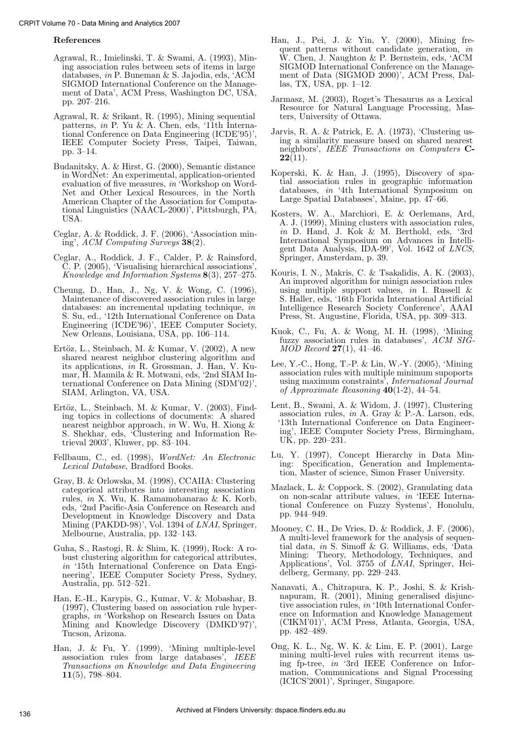### References

Agrawal, R., Imielinski, T. & Swami, A. (1993), Mining association rules between sets of items in large databases, *in* P. Buneman & S. Jajodia, eds, 'ACM SIGMOD International Conference on the Management of Data', ACM Press, Washington DC, USA, pp. 207–216.

Agrawal, R. & Srikant, R. (1995), Mining sequential patterns, *in* P. Yu & A. Chen, eds, '11th International Conference on Data Engineering (ICDE'95)', IEEE Computer Society Press, Taipei, Taiwan, pp. 3–14.

Budanitsky, A. & Hirst, G. (2000), Semantic distance in WordNet: An experimental, application-oriented evaluation of five measures, *in* 'Workshop on WordNet and Other Lexical Resources, in the North American Chapter of the Association for Computational Linguistics (NAACL-2000)', Pittsburgh, PA, USA.

Ceglar, A. & Roddick, J. F. (2006), 'Association mining', *ACM Computing Surveys* **38**(2).

Ceglar, A., Roddick, J. F., Calder, P. & Rainsford, C. P. (2005), 'Visualising hierarchical associations', *Knowledge and Information Systems* **8**(3), 257–275.

Cheung, D., Han, J., Ng, V. & Wong, C. (1996), Maintenance of discovered association rules in large databases: an incremental updating technique, *in* S. Su, ed., '12th International Conference on Data Engineering (ICDE'96)', IEEE Computer Society, New Orleans, Louisiana, USA, pp. 106–114.

Ertöz, L., Steinbach, M. & Kumar, V. (2002), A new shared nearest neighbor clustering algorithm and its applications, *in* R. Grossman, J. Han, V. Kumar, H. Mannila & R. Motwani, eds, '2nd SIAM International Conference on Data Mining (SDM'02)', SIAM, Arlington, VA, USA.

Ertöz, L., Steinbach, M. & Kumar, V. (2003), Finding topics in collections of documents: A shared nearest neighbor approach, *in* W. Wu, H. Xiong & S. Shekhar, eds, 'Clustering and Information Retrieval 2003', Kluwer, pp. 83–104.

Fellbaum, C., ed. (1998), *WordNet: An Electronic Lexical Database*, Bradford Books.

Gray, B. & Orlowska, M. (1998), CCAIIA: Clustering categorical attributes into interesting association rules, *in* X. Wu, K. Ramamohanarao & K. Korb, eds, '2nd Pacific-Asia Conference on Research and Development in Knowledge Discovery and Data Mining (PAKDD-98)', Vol. 1394 of *LNAI*, Springer, Melbourne, Australia, pp. 132–143.

Guha, S., Rastogi, R. & Shim, K. (1999), Rock: A robust clustering algorithm for categorical attributes, *in* '15th International Conference on Data Engineering', IEEE Computer Society Press, Sydney, Australia, pp. 512–521.

Han, E.-H., Karypis, G., Kumar, V. & Mobashar, B. (1997), Clustering based on association rule hypergraphs, *in* 'Workshop on Research Issues on Data Mining and Knowledge Discovery (DMKD'97)', Tucson, Arizona.

Han, J. & Fu, Y. (1999), 'Mining multiple-level association rules from large databases', *IEEE Transactions on Knowledge and Data Engineering* **11**(5), 798–804.

Han, J., Pei, J. & Yin, Y. (2000), Mining frequent patterns without candidate generation, *in* W. Chen, J. Naughton & P. Bernstein, eds, 'ACM SIGMOD International Conference on the Management of Data (SIGMOD 2000)', ACM Press, Dallas, TX, USA, pp. 1–12.

Jarmasz, M. (2003), Roget's Thesaurus as a Lexical Resource for Natural Language Processing, Masters, University of Ottawa.

Jarvis, R. A. & Patrick, E. A. (1973), 'Clustering using a similarity measure based on shared nearest neighbors', *IEEE Transactions on Computers* **C-22**(11).

Koperski, K. & Han, J. (1995), Discovery of spatial association rules in geographic information databases, *in* '4th International Symposium on Large Spatial Databases', Maine, pp. 47–66.

Kosters, W. A., Marchiori, E. & Oerlemans, Ard, A. J. (1999), Mining clusters with association rules, *in* D. Hand, J. Kok & M. Berthold, eds, '3rd International Symposium on Advances in Intelligent Data Analysis, IDA-99', Vol. 1642 of *LNCS*, Springer, Amsterdam, p. 39.

Kouris, I. N., Makris, C. & Tsakalidis, A. K. (2003), An improved algorithm for minign association rules using multiple support values, *in* I. Russell & S. Haller, eds, '16th Florida International Artificial Intelligence Research Society Conference', AAAI Press, St. Augustine, Florida, USA, pp. 309–313.

Kuok, C., Fu, A. & Wong, M. H. (1998), 'Mining fuzzy association rules in databases', *ACM SIGMOD Record* **27**(1), 41–46.

Lee, Y.-C., Hong, T.-P. & Lin, W.-Y. (2005), 'Mining association rules with multiple minimum supoports using maximum constraints', *International Journal of Approximate Reasoning* **40**(1-2), 44–54.

Lent, B., Swami, A. & Widom, J. (1997), Clustering association rules, *in* A. Gray & P.-A. Larson, eds, '13th International Conference on Data Engineering', IEEE Computer Society Press, Birmingham, UK, pp. 220–231.

Lu, Y. (1997), Concept Hierarchy in Data Mining: Specification, Generation and Implementation, Master of science, Simon Fraser University.

Mazlack, L. & Coppock, S. (2002), Granulating data on non-scalar attribute values, *in* 'IEEE International Conference on Fuzzy Systems', Honolulu, pp. 944–949.

Mooney, C. H., De Vries, D. & Roddick, J. F. (2006), A multi-level framework for the analysis of sequential data, *in* S. Simoff & G. Williams, eds, 'Data Mining: Theory, Methodology, Techniques, and Applications', Vol. 3755 of *LNAI*, Springer, Heidelberg, Germany, pp. 229–243.

Nanavati, A., Chitrapura, K. P., Joshi, S. & Krishnapuram, R. (2001), Mining generalised disjunctive association rules, *in* '10th International Conference on Information and Knowledge Management (CIKM'01)', ACM Press, Atlanta, Georgia, USA, pp. 482–489.

Ong, K. L., Ng, W. K. & Lim, E. P. (2001), Large mining multi-level rules with recurrent items using fp-tree, *in* '3rd IEEE Conference on Information, Communications and Signal Processing (ICICS'2001)', Springer, Singapore.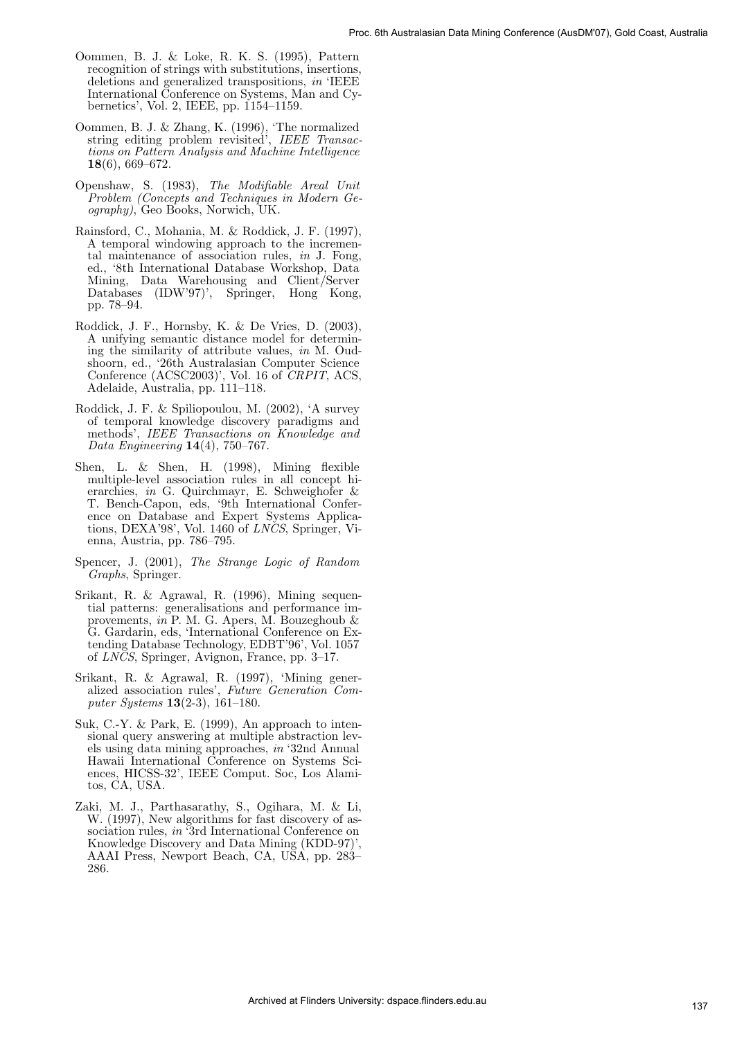Oommen, B. J. & Loke, R. K. S. (1995), Pattern recognition of strings with substitutions, insertions, deletions and generalized transpositions, *in* 'IEEE International Conference on Systems, Man and Cybernetics', Vol. 2, IEEE, pp. 1154–1159.

Oommen, B. J. & Zhang, K. (1996), 'The normalized string editing problem revisited', *IEEE Transactions on Pattern Analysis and Machine Intelligence* **18**(6), 669–672.

Openshaw, S. (1983), *The Modifiable Areal Unit Problem (Concepts and Techniques in Modern Geography)*, Geo Books, Norwich, UK.

Rainsford, C., Mohania, M. & Roddick, J. F. (1997), A temporal windowing approach to the incremental maintenance of association rules, *in* J. Fong, ed., '8th International Database Workshop, Data Mining, Data Warehousing and Client/Server Databases (IDW'97)', Springer, Hong Kong, pp. 78–94.

Roddick, J. F., Hornsby, K. & De Vries, D. (2003), A unifying semantic distance model for determining the similarity of attribute values, *in* M. Oudshoorn, ed., '26th Australasian Computer Science Conference (ACSC2003)', Vol. 16 of *CRPIT*, ACS, Adelaide, Australia, pp. 111–118.

Roddick, J. F. & Spiliopoulou, M. (2002), 'A survey of temporal knowledge discovery paradigms and methods', *IEEE Transactions on Knowledge and Data Engineering* **14**(4), 750–767.

Shen, L. & Shen, H. (1998), Mining flexible multiple-level association rules in all concept hierarchies, *in* G. Quirchmayr, E. Schweighofer & T. Bench-Capon, eds, '9th International Conference on Database and Expert Systems Applications, DEXA'98', Vol. 1460 of *LNCS*, Springer, Vienna, Austria, pp. 786–795.

Spencer, J. (2001), *The Strange Logic of Random Graphs*, Springer.

Srikant, R. & Agrawal, R. (1996), Mining sequential patterns: generalisations and performance improvements, *in* P. M. G. Apers, M. Bouzeghoub & G. Gardarin, eds, 'International Conference on Extending Database Technology, EDBT'96', Vol. 1057 of *LNCS*, Springer, Avignon, France, pp. 3–17.

Srikant, R. & Agrawal, R. (1997), 'Mining generalized association rules', *Future Generation Computer Systems* **13**(2-3), 161–180.

Suk, C.-Y. & Park, E. (1999), An approach to intensional query answering at multiple abstraction levels using data mining approaches, *in* '32nd Annual Hawaii International Conference on Systems Sciences, HICSS-32', IEEE Comput. Soc, Los Alamitos, CA, USA.

Zaki, M. J., Parthasarathy, S., Ogihara, M. & Li, W. (1997), New algorithms for fast discovery of association rules, *in* '3rd International Conference on Knowledge Discovery and Data Mining (KDD-97)', AAAI Press, Newport Beach, CA, USA, pp. 283–286.